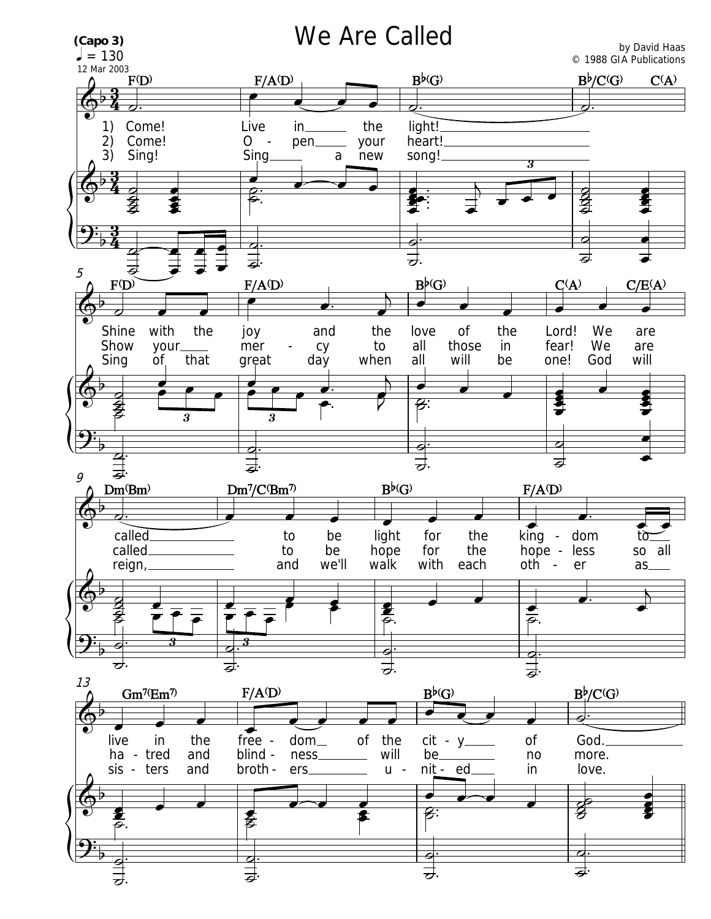# We Are Called

**(Capo 3)**
♩ = 130
12 Mar 2003

by David Haas
© 1988 GIA Publications

1) Come! Live in the light!
Shine with the joy and the love of the Lord! We are
called to be light for the king - dom to
live in the free - dom of the cit - y of God.

2) Come! O - pen your heart!
Show your mer - cy to all those in fear! We are
called to be hope for the hope - less so all
ha - tred and blind - ness will be no more.

3) Sing! Sing a new song!
Sing of that great day when all will be one! God will
reign, and we'll walk with each oth - er as
sis - ters and broth - ers u - nit - ed in love.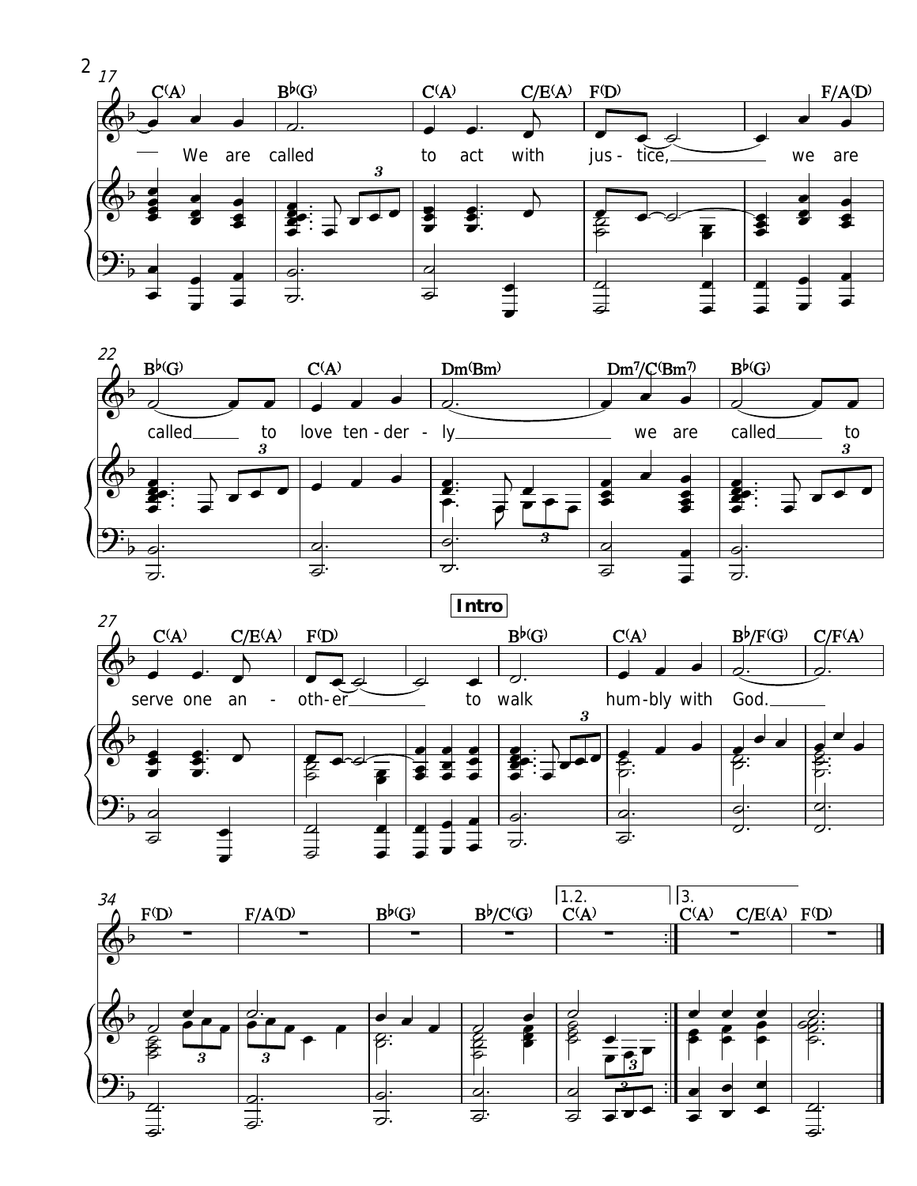17

C(A) B♭(G) C(A) C/E(A) F(D) F/A(D)

— We are called to act with jus - tice, we are

22

B♭(G) C(A) Dm(Bm) Dm7/C(Bm7) B♭(G)

called to love ten - der - ly we are called to

27

C(A) C/E(A) F(D) B♭(G) C(A) B♭/F(G) C/F(A)

**Intro**

serve one an - oth - er to walk hum - bly with God.

34

F(D) F/A(D) B♭(G) B♭/C(G) C(A) C(A) C/E(A) F(D)

1.2. 3.